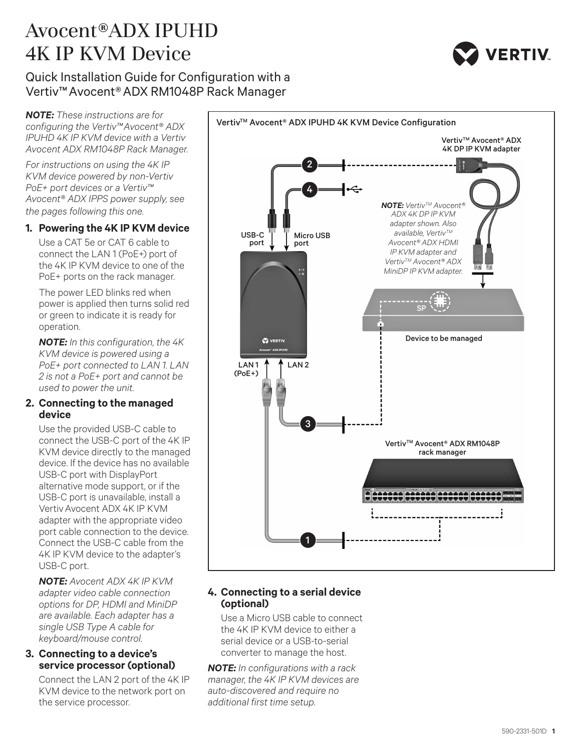# Avocent®ADX IPUHD 4K IP KVM Device

## Quick Installation Guide for Configuration with a Vertiv™ Avocent® ADX RM1048P Rack Manager

***NOTE:*** *These instructions are for configuring the Vertiv™Avocent® ADX IPUHD 4K IP KVM device with a Vertiv Avocent ADX RM1048P Rack Manager.*

*For instructions on using the 4K IP KVM device powered by non-Vertiv PoE+ port devices or a Vertiv™ Avocent® ADX IPPS power supply, see the pages following this one.*

### 1. Powering the 4K IP KVM device

Use a CAT 5e or CAT 6 cable to connect the LAN 1 (PoE+) port of the 4K IP KVM device to one of the PoE+ ports on the rack manager.

The power LED blinks red when power is applied then turns solid red or green to indicate it is ready for operation.

***NOTE:*** *In this configuration, the 4K KVM device is powered using a PoE+ port connected to LAN 1. LAN 2 is not a PoE+ port and cannot be used to power the unit.*

### 2. Connecting to the managed device

Use the provided USB-C cable to connect the USB-C port of the 4K IP KVM device directly to the managed device. If the device has no available USB-C port with DisplayPort alternative mode support, or if the USB-C port is unavailable, install a Vertiv Avocent ADX 4K IP KVM adapter with the appropriate video port cable connection to the device. Connect the USB-C cable from the 4K IP KVM device to the adapter's USB-C port.

***NOTE:*** *Avocent ADX 4K IP KVM adapter video cable connection options for DP, HDMI and MiniDP are available. Each adapter has a single USB Type A cable for keyboard/mouse control.*

### 3. Connecting to a device's service processor (optional)

Connect the LAN 2 port of the 4K IP KVM device to the network port on the service processor.

**Vertiv™ Avocent® ADX IPUHD 4K KVM Device Configuration**

Vertiv™ Avocent® ADX 4K DP IP KVM adapter

***NOTE:*** *Vertiv™ Avocent® ADX 4K DP IP KVM adapter shown. Also available, Vertiv™ Avocent® ADX HDMI IP KVM adapter and Vertiv™ Avocent® ADX MiniDP IP KVM adapter.*

USB-C port

Micro USB port

SP

Device to be managed

LAN 1 (PoE+)

LAN 2

Vertiv™ Avocent® ADX RM1048P rack manager

### 4. Connecting to a serial device (optional)

Use a Micro USB cable to connect the 4K IP KVM device to either a serial device or a USB-to-serial converter to manage the host.

***NOTE:*** *In configurations with a rack manager, the 4K IP KVM devices are auto-discovered and require no additional first time setup.*

590-2331-501D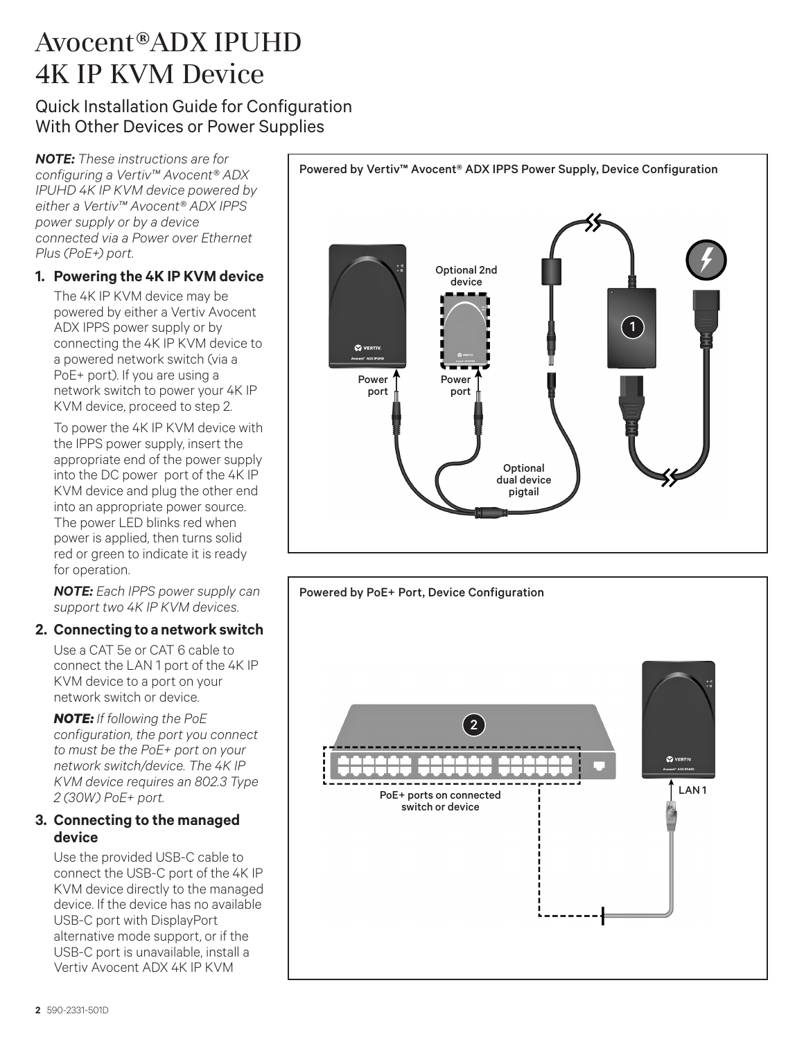# Avocent® ADX IPUHD 4K IP KVM Device

## Quick Installation Guide for Configuration With Other Devices or Power Supplies

***NOTE:*** *These instructions are for configuring a Vertiv™ Avocent® ADX IPUHD 4K IP KVM device powered by either a Vertiv™ Avocent® ADX IPPS power supply or by a device connected via a Power over Ethernet Plus (PoE+) port.*

### 1. Powering the 4K IP KVM device

The 4K IP KVM device may be powered by either a Vertiv Avocent ADX IPPS power supply or by connecting the 4K IP KVM device to a powered network switch (via a PoE+ port). If you are using a network switch to power your 4K IP KVM device, proceed to step 2.

To power the 4K IP KVM device with the IPPS power supply, insert the appropriate end of the power supply into the DC power port of the 4K IP KVM device and plug the other end into an appropriate power source. The power LED blinks red when power is applied, then turns solid red or green to indicate it is ready for operation.

***NOTE:*** *Each IPPS power supply can support two 4K IP KVM devices.*

### 2. Connecting to a network switch

Use a CAT 5e or CAT 6 cable to connect the LAN 1 port of the 4K IP KVM device to a port on your network switch or device.

***NOTE:*** *If following the PoE configuration, the port you connect to must be the PoE+ port on your network switch/device. The 4K IP KVM device requires an 802.3 Type 2 (30W) PoE+ port.*

### 3. Connecting to the managed device

Use the provided USB-C cable to connect the USB-C port of the 4K IP KVM device directly to the managed device. If the device has no available USB-C port with DisplayPort alternative mode support, or if the USB-C port is unavailable, install a Vertiv Avocent ADX 4K IP KVM

**Powered by Vertiv™ Avocent® ADX IPPS Power Supply, Device Configuration**

Optional 2nd device | Power port | Power port | Optional dual device pigtail | 1

**Powered by PoE+ Port, Device Configuration**

2 | PoE+ ports on connected switch or device | LAN 1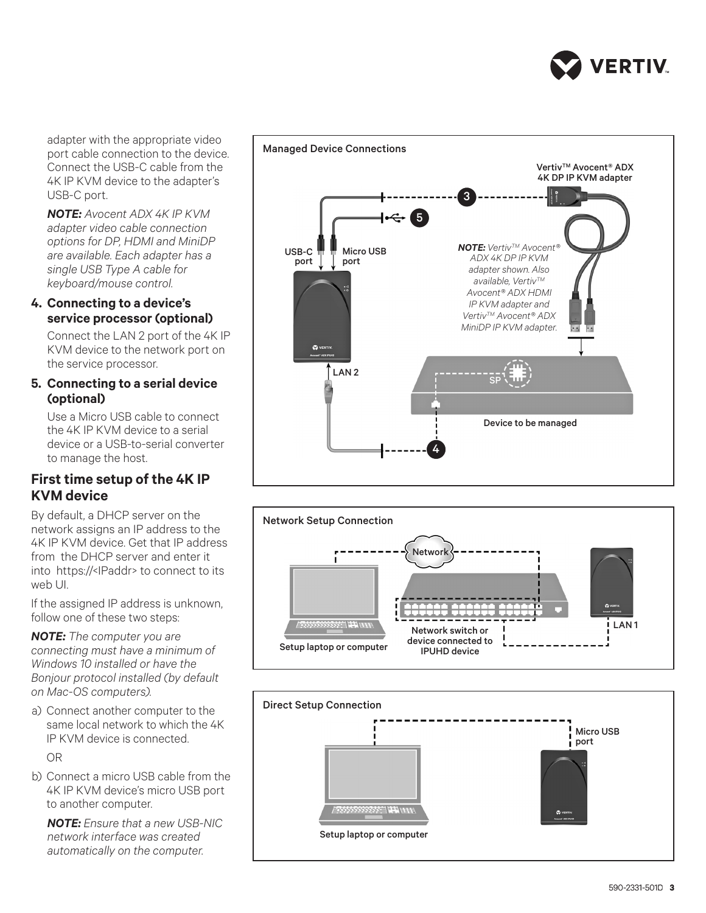adapter with the appropriate video port cable connection to the device. Connect the USB-C cable from the 4K IP KVM device to the adapter's USB-C port.

***NOTE:*** *Avocent ADX 4K IP KVM adapter video cable connection options for DP, HDMI and MiniDP are available. Each adapter has a single USB Type A cable for keyboard/mouse control.*

**4. Connecting to a device's service processor (optional)**

Connect the LAN 2 port of the 4K IP KVM device to the network port on the service processor.

**5. Connecting to a serial device (optional)**

Use a Micro USB cable to connect the 4K IP KVM device to a serial device or a USB-to-serial converter to manage the host.

## First time setup of the 4K IP KVM device

By default, a DHCP server on the network assigns an IP address to the 4K IP KVM device. Get that IP address from the DHCP server and enter it into https://<IPaddr> to connect to its web UI.

If the assigned IP address is unknown, follow one of these two steps:

***NOTE:*** *The computer you are connecting must have a minimum of Windows 10 installed or have the Bonjour protocol installed (by default on Mac-OS computers).*

a) Connect another computer to the same local network to which the 4K IP KVM device is connected.

OR

b) Connect a micro USB cable from the 4K IP KVM device's micro USB port to another computer.

***NOTE:*** *Ensure that a new USB-NIC network interface was created automatically on the computer.*

Managed Device Connections

Vertiv™ Avocent® ADX 4K DP IP KVM adapter

USB-C port

Micro USB port

***NOTE:*** *Vertiv™ Avocent® ADX 4K DP IP KVM adapter shown. Also available, Vertiv™ Avocent® ADX HDMI IP KVM adapter and Vertiv™ Avocent® ADX MiniDP IP KVM adapter.*

LAN 2

SP

Device to be managed

Network Setup Connection

Network

Setup laptop or computer

Network switch or device connected to IPUHD device

LAN 1

Direct Setup Connection

Micro USB port

Setup laptop or computer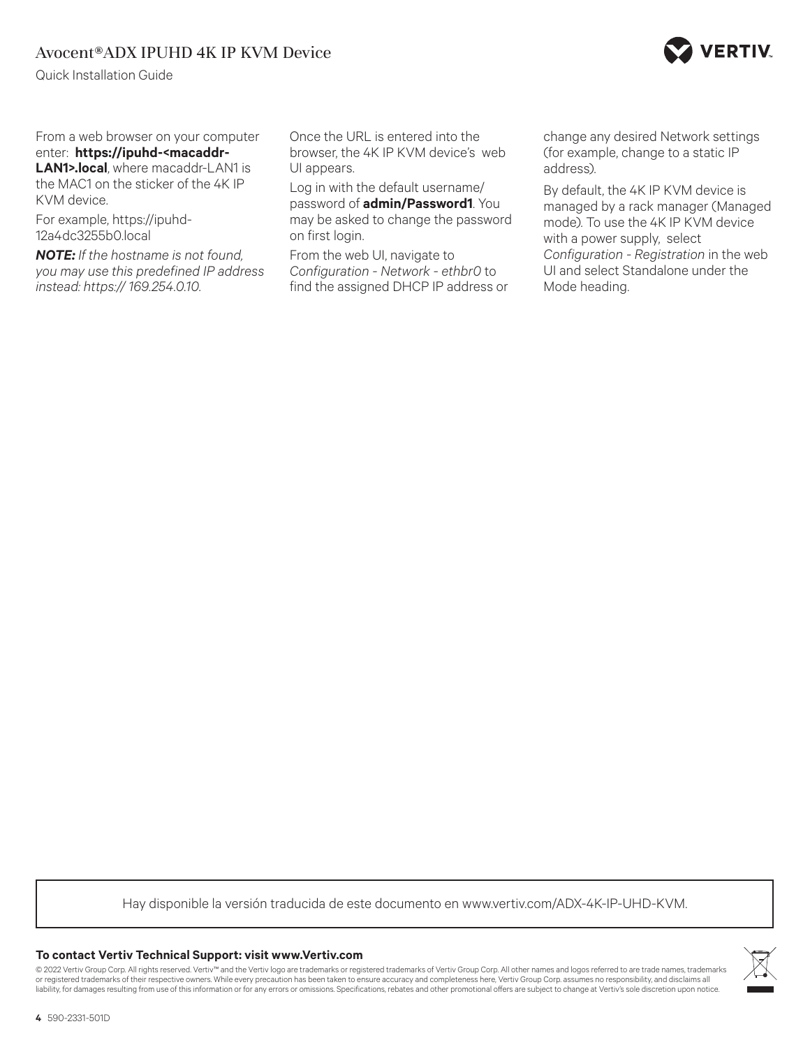From a web browser on your computer enter: **https://ipuhd-<macaddr-LAN1>.local**, where macaddr-LAN1 is the MAC1 on the sticker of the 4K IP KVM device.

For example, https://ipuhd-12a4dc3255b0.local

***NOTE:*** *If the hostname is not found, you may use this predefined IP address instead: https:// 169.254.0.10.*

Once the URL is entered into the browser, the 4K IP KVM device's web UI appears.

Log in with the default username/password of **admin/Password1**. You may be asked to change the password on first login.

From the web UI, navigate to *Configuration - Network - ethbr0* to find the assigned DHCP IP address or change any desired Network settings (for example, change to a static IP address).

By default, the 4K IP KVM device is managed by a rack manager (Managed mode). To use the 4K IP KVM device with a power supply, select *Configuration - Registration* in the web UI and select Standalone under the Mode heading.

Hay disponible la versión traducida de este documento en www.vertiv.com/ADX-4K-IP-UHD-KVM.

**To contact Vertiv Technical Support: visit www.Vertiv.com**

© 2022 Vertiv Group Corp. All rights reserved. Vertiv™ and the Vertiv logo are trademarks or registered trademarks of Vertiv Group Corp. All other names and logos referred to are trade names, trademarks or registered trademarks of their respective owners. While every precaution has been taken to ensure accuracy and completeness here, Vertiv Group Corp. assumes no responsibility, and disclaims all liability, for damages resulting from use of this information or for any errors or omissions. Specifications, rebates and other promotional offers are subject to change at Vertiv's sole discretion upon notice.

590-2331-501D